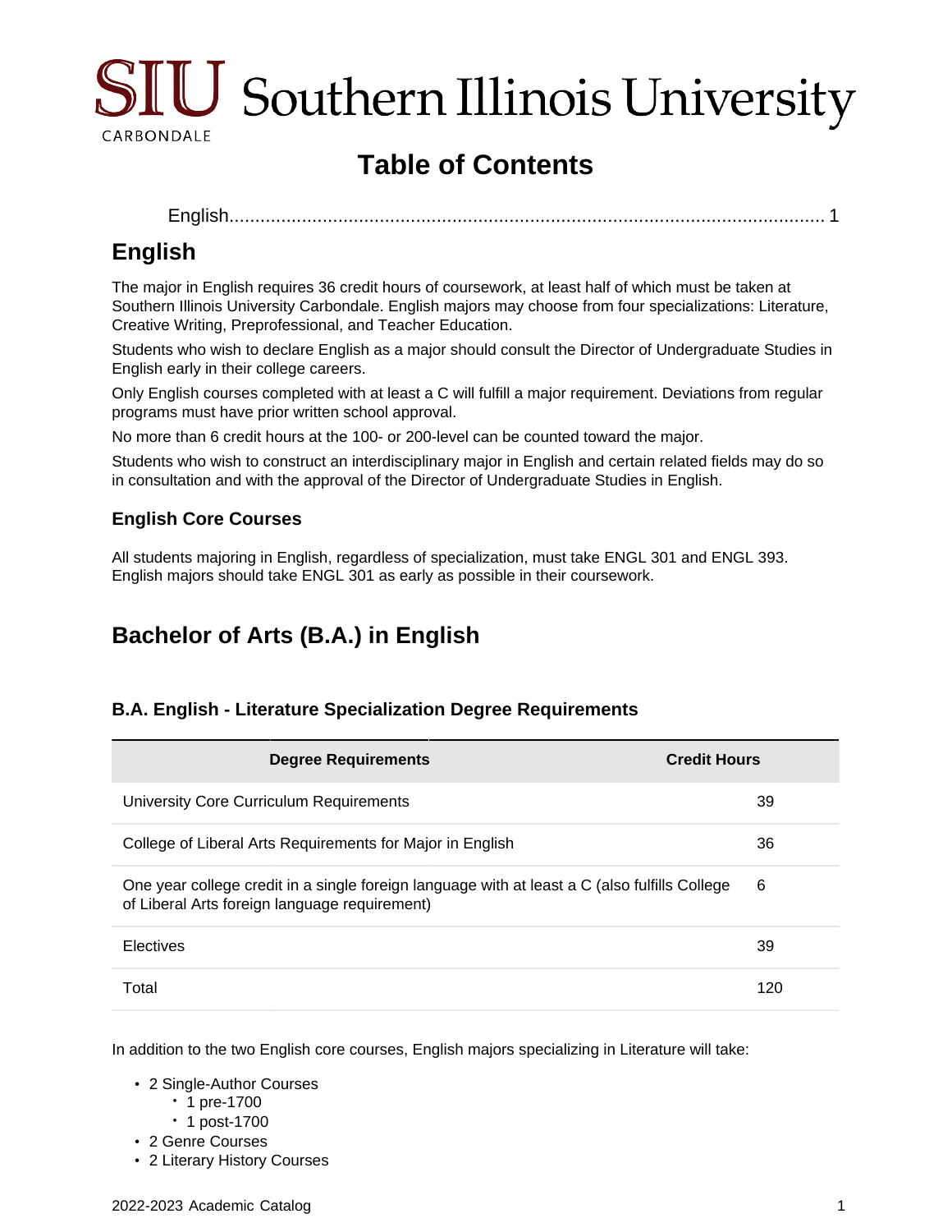# Table of Contents

English........................................................................................................................ 1

# English

The major in English requires 36 credit hours of coursework, at least half of which must be taken at Southern Illinois University Carbondale. English majors may choose from four specializations: Literature, Creative Writing, Preprofessional, and Teacher Education.

Students who wish to declare English as a major should consult the Director of Undergraduate Studies in English early in their college careers.

Only English courses completed with at least a C will fulfill a major requirement. Deviations from regular programs must have prior written school approval.

No more than 6 credit hours at the 100- or 200-level can be counted toward the major.

Students who wish to construct an interdisciplinary major in English and certain related fields may do so in consultation and with the approval of the Director of Undergraduate Studies in English.

### English Core Courses

All students majoring in English, regardless of specialization, must take ENGL 301 and ENGL 393. English majors should take ENGL 301 as early as possible in their coursework.

## Bachelor of Arts (B.A.) in English

### B.A. English - Literature Specialization Degree Requirements

| Degree Requirements | Credit Hours |
|---|---|
| University Core Curriculum Requirements | 39 |
| College of Liberal Arts Requirements for Major in English | 36 |
| One year college credit in a single foreign language with at least a C (also fulfills College of Liberal Arts foreign language requirement) | 6 |
| Electives | 39 |
| Total | 120 |

In addition to the two English core courses, English majors specializing in Literature will take:

- 2 Single-Author Courses
  - 1 pre-1700
  - 1 post-1700
- 2 Genre Courses
- 2 Literary History Courses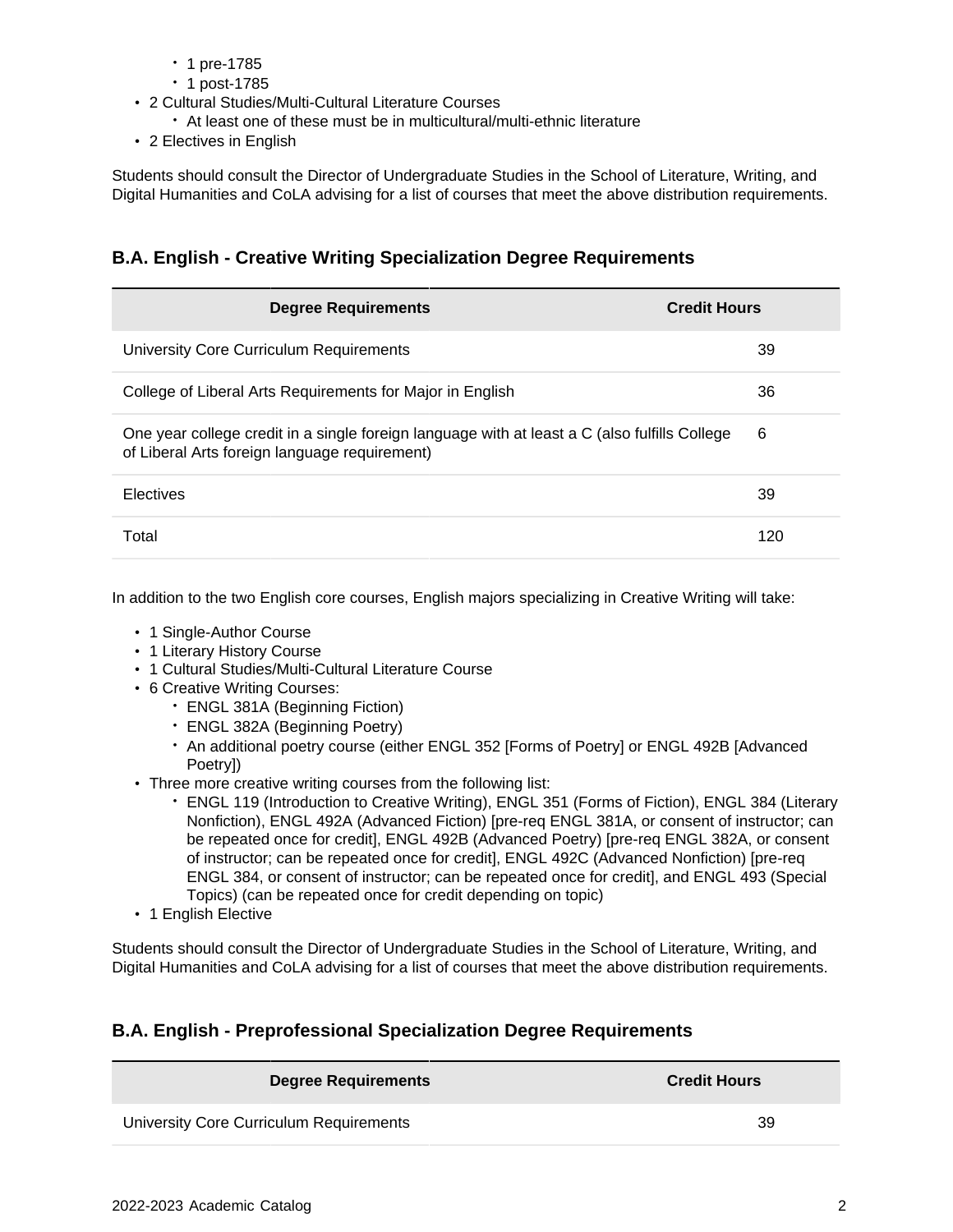- 1 pre-1785
    - 1 post-1785
- 2 Cultural Studies/Multi-Cultural Literature Courses
    - At least one of these must be in multicultural/multi-ethnic literature
- 2 Electives in English

Students should consult the Director of Undergraduate Studies in the School of Literature, Writing, and Digital Humanities and CoLA advising for a list of courses that meet the above distribution requirements.

## B.A. English - Creative Writing Specialization Degree Requirements

| Degree Requirements | Credit Hours |
|---|---|
| University Core Curriculum Requirements | 39 |
| College of Liberal Arts Requirements for Major in English | 36 |
| One year college credit in a single foreign language with at least a C (also fulfills College of Liberal Arts foreign language requirement) | 6 |
| Electives | 39 |
| Total | 120 |

In addition to the two English core courses, English majors specializing in Creative Writing will take:

- 1 Single-Author Course
- 1 Literary History Course
- 1 Cultural Studies/Multi-Cultural Literature Course
- 6 Creative Writing Courses:
    - ENGL 381A (Beginning Fiction)
    - ENGL 382A (Beginning Poetry)
    - An additional poetry course (either ENGL 352 [Forms of Poetry] or ENGL 492B [Advanced Poetry])
- Three more creative writing courses from the following list:
    - ENGL 119 (Introduction to Creative Writing), ENGL 351 (Forms of Fiction), ENGL 384 (Literary Nonfiction), ENGL 492A (Advanced Fiction) [pre-req ENGL 381A, or consent of instructor; can be repeated once for credit], ENGL 492B (Advanced Poetry) [pre-req ENGL 382A, or consent of instructor; can be repeated once for credit], ENGL 492C (Advanced Nonfiction) [pre-req ENGL 384, or consent of instructor; can be repeated once for credit], and ENGL 493 (Special Topics) (can be repeated once for credit depending on topic)
- 1 English Elective

Students should consult the Director of Undergraduate Studies in the School of Literature, Writing, and Digital Humanities and CoLA advising for a list of courses that meet the above distribution requirements.

## B.A. English - Preprofessional Specialization Degree Requirements

| Degree Requirements | Credit Hours |
|---|---|
| University Core Curriculum Requirements | 39 |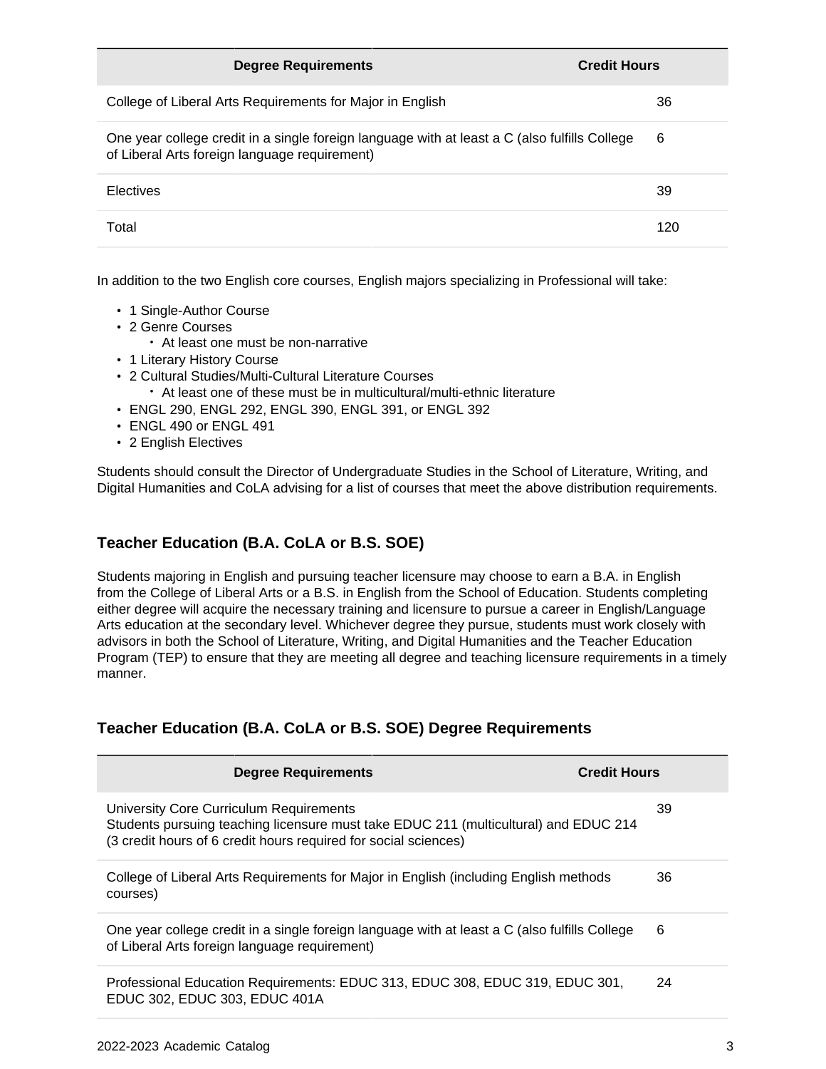| Degree Requirements | Credit Hours |
| --- | --- |
| College of Liberal Arts Requirements for Major in English | 36 |
| One year college credit in a single foreign language with at least a C (also fulfills College of Liberal Arts foreign language requirement) | 6 |
| Electives | 39 |
| Total | 120 |

In addition to the two English core courses, English majors specializing in Professional will take:

- 1 Single-Author Course
- 2 Genre Courses
    - At least one must be non-narrative
- 1 Literary History Course
- 2 Cultural Studies/Multi-Cultural Literature Courses
    - At least one of these must be in multicultural/multi-ethnic literature
- ENGL 290, ENGL 292, ENGL 390, ENGL 391, or ENGL 392
- ENGL 490 or ENGL 491
- 2 English Electives

Students should consult the Director of Undergraduate Studies in the School of Literature, Writing, and Digital Humanities and CoLA advising for a list of courses that meet the above distribution requirements.

### Teacher Education (B.A. CoLA or B.S. SOE)

Students majoring in English and pursuing teacher licensure may choose to earn a B.A. in English from the College of Liberal Arts or a B.S. in English from the School of Education. Students completing either degree will acquire the necessary training and licensure to pursue a career in English/Language Arts education at the secondary level. Whichever degree they pursue, students must work closely with advisors in both the School of Literature, Writing, and Digital Humanities and the Teacher Education Program (TEP) to ensure that they are meeting all degree and teaching licensure requirements in a timely manner.

### Teacher Education (B.A. CoLA or B.S. SOE) Degree Requirements

| Degree Requirements | Credit Hours |
| --- | --- |
| University Core Curriculum Requirements<br>Students pursuing teaching licensure must take EDUC 211 (multicultural) and EDUC 214 (3 credit hours of 6 credit hours required for social sciences) | 39 |
| College of Liberal Arts Requirements for Major in English (including English methods courses) | 36 |
| One year college credit in a single foreign language with at least a C (also fulfills College of Liberal Arts foreign language requirement) | 6 |
| Professional Education Requirements: EDUC 313, EDUC 308, EDUC 319, EDUC 301, EDUC 302, EDUC 303, EDUC 401A | 24 |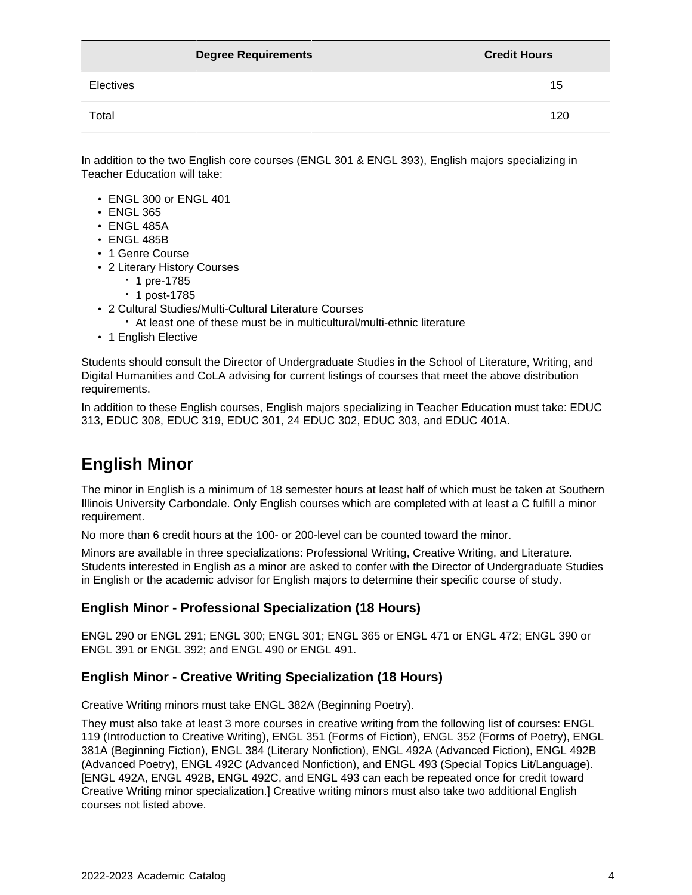| Degree Requirements | Credit Hours |
| --- | --- |
| Electives | 15 |
| Total | 120 |

In addition to the two English core courses (ENGL 301 & ENGL 393), English majors specializing in Teacher Education will take:

- ENGL 300 or ENGL 401
- ENGL 365
- ENGL 485A
- ENGL 485B
- 1 Genre Course
- 2 Literary History Courses
  - 1 pre-1785
  - 1 post-1785
- 2 Cultural Studies/Multi-Cultural Literature Courses
  - At least one of these must be in multicultural/multi-ethnic literature
- 1 English Elective

Students should consult the Director of Undergraduate Studies in the School of Literature, Writing, and Digital Humanities and CoLA advising for current listings of courses that meet the above distribution requirements.

In addition to these English courses, English majors specializing in Teacher Education must take: EDUC 313, EDUC 308, EDUC 319, EDUC 301, 24 EDUC 302, EDUC 303, and EDUC 401A.

## English Minor

The minor in English is a minimum of 18 semester hours at least half of which must be taken at Southern Illinois University Carbondale. Only English courses which are completed with at least a C fulfill a minor requirement.

No more than 6 credit hours at the 100- or 200-level can be counted toward the minor.

Minors are available in three specializations: Professional Writing, Creative Writing, and Literature. Students interested in English as a minor are asked to confer with the Director of Undergraduate Studies in English or the academic advisor for English majors to determine their specific course of study.

### English Minor - Professional Specialization (18 Hours)

ENGL 290 or ENGL 291; ENGL 300; ENGL 301; ENGL 365 or ENGL 471 or ENGL 472; ENGL 390 or ENGL 391 or ENGL 392; and ENGL 490 or ENGL 491.

### English Minor - Creative Writing Specialization (18 Hours)

Creative Writing minors must take ENGL 382A (Beginning Poetry).

They must also take at least 3 more courses in creative writing from the following list of courses: ENGL 119 (Introduction to Creative Writing), ENGL 351 (Forms of Fiction), ENGL 352 (Forms of Poetry), ENGL 381A (Beginning Fiction), ENGL 384 (Literary Nonfiction), ENGL 492A (Advanced Fiction), ENGL 492B (Advanced Poetry), ENGL 492C (Advanced Nonfiction), and ENGL 493 (Special Topics Lit/Language). [ENGL 492A, ENGL 492B, ENGL 492C, and ENGL 493 can each be repeated once for credit toward Creative Writing minor specialization.] Creative writing minors must also take two additional English courses not listed above.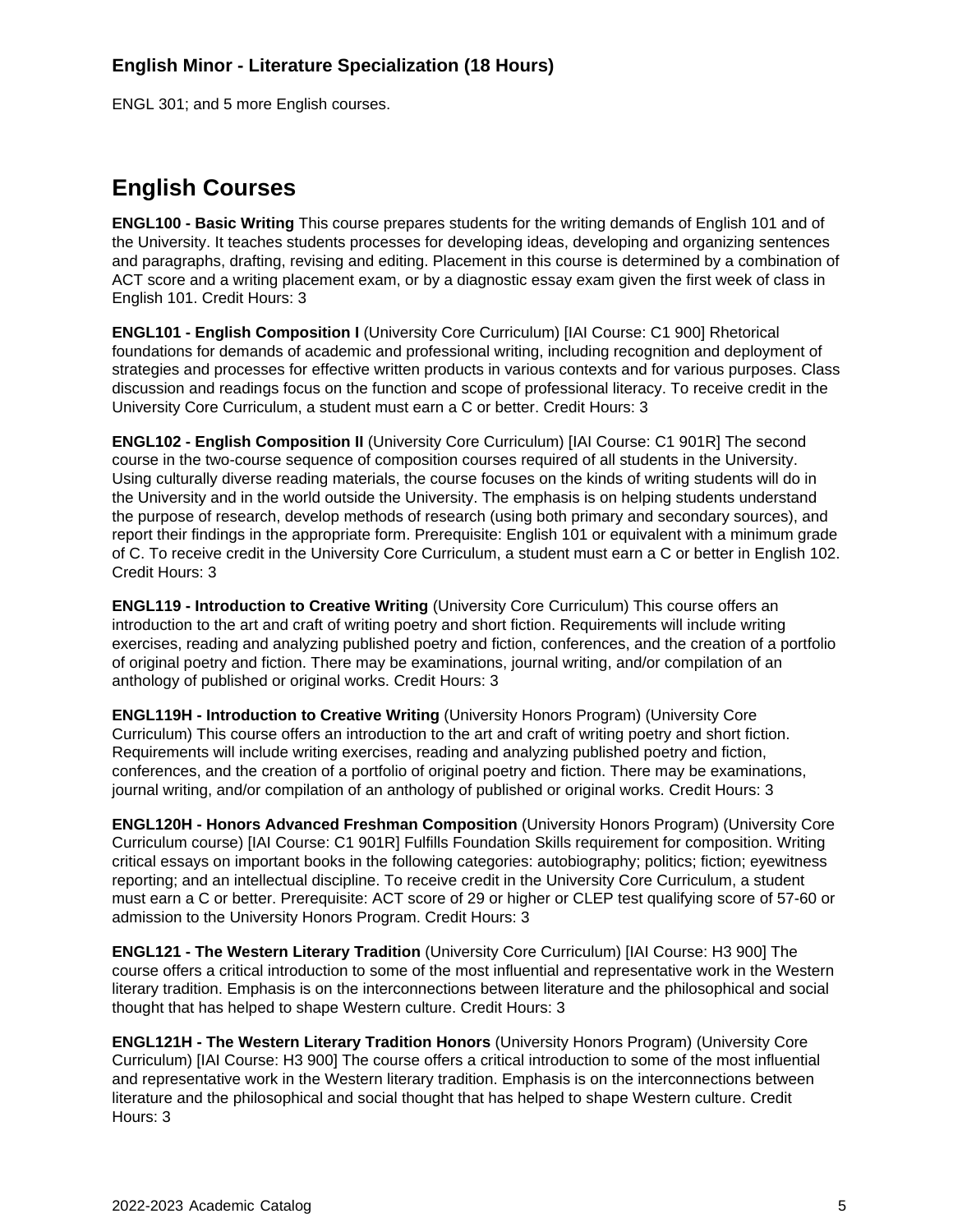### English Minor - Literature Specialization (18 Hours)

ENGL 301; and 5 more English courses.

## English Courses

**ENGL100 - Basic Writing** This course prepares students for the writing demands of English 101 and of the University. It teaches students processes for developing ideas, developing and organizing sentences and paragraphs, drafting, revising and editing. Placement in this course is determined by a combination of ACT score and a writing placement exam, or by a diagnostic essay exam given the first week of class in English 101. Credit Hours: 3

**ENGL101 - English Composition I** (University Core Curriculum) [IAI Course: C1 900] Rhetorical foundations for demands of academic and professional writing, including recognition and deployment of strategies and processes for effective written products in various contexts and for various purposes. Class discussion and readings focus on the function and scope of professional literacy. To receive credit in the University Core Curriculum, a student must earn a C or better. Credit Hours: 3

**ENGL102 - English Composition II** (University Core Curriculum) [IAI Course: C1 901R] The second course in the two-course sequence of composition courses required of all students in the University. Using culturally diverse reading materials, the course focuses on the kinds of writing students will do in the University and in the world outside the University. The emphasis is on helping students understand the purpose of research, develop methods of research (using both primary and secondary sources), and report their findings in the appropriate form. Prerequisite: English 101 or equivalent with a minimum grade of C. To receive credit in the University Core Curriculum, a student must earn a C or better in English 102. Credit Hours: 3

**ENGL119 - Introduction to Creative Writing** (University Core Curriculum) This course offers an introduction to the art and craft of writing poetry and short fiction. Requirements will include writing exercises, reading and analyzing published poetry and fiction, conferences, and the creation of a portfolio of original poetry and fiction. There may be examinations, journal writing, and/or compilation of an anthology of published or original works. Credit Hours: 3

**ENGL119H - Introduction to Creative Writing** (University Honors Program) (University Core Curriculum) This course offers an introduction to the art and craft of writing poetry and short fiction. Requirements will include writing exercises, reading and analyzing published poetry and fiction, conferences, and the creation of a portfolio of original poetry and fiction. There may be examinations, journal writing, and/or compilation of an anthology of published or original works. Credit Hours: 3

**ENGL120H - Honors Advanced Freshman Composition** (University Honors Program) (University Core Curriculum course) [IAI Course: C1 901R] Fulfills Foundation Skills requirement for composition. Writing critical essays on important books in the following categories: autobiography; politics; fiction; eyewitness reporting; and an intellectual discipline. To receive credit in the University Core Curriculum, a student must earn a C or better. Prerequisite: ACT score of 29 or higher or CLEP test qualifying score of 57-60 or admission to the University Honors Program. Credit Hours: 3

**ENGL121 - The Western Literary Tradition** (University Core Curriculum) [IAI Course: H3 900] The course offers a critical introduction to some of the most influential and representative work in the Western literary tradition. Emphasis is on the interconnections between literature and the philosophical and social thought that has helped to shape Western culture. Credit Hours: 3

**ENGL121H - The Western Literary Tradition Honors** (University Honors Program) (University Core Curriculum) [IAI Course: H3 900] The course offers a critical introduction to some of the most influential and representative work in the Western literary tradition. Emphasis is on the interconnections between literature and the philosophical and social thought that has helped to shape Western culture. Credit Hours: 3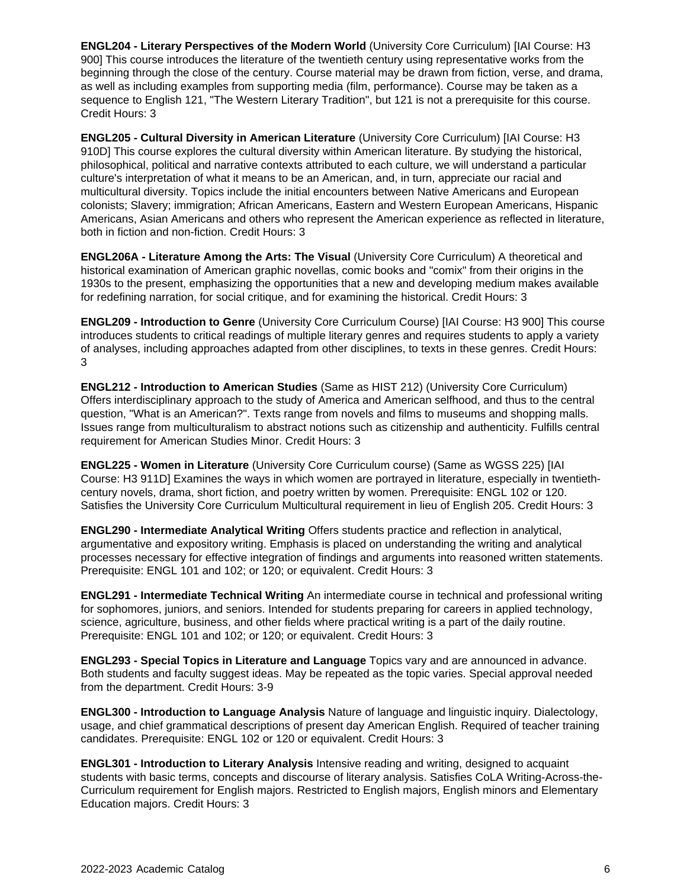**ENGL204 - Literary Perspectives of the Modern World** (University Core Curriculum) [IAI Course: H3 900] This course introduces the literature of the twentieth century using representative works from the beginning through the close of the century. Course material may be drawn from fiction, verse, and drama, as well as including examples from supporting media (film, performance). Course may be taken as a sequence to English 121, "The Western Literary Tradition", but 121 is not a prerequisite for this course. Credit Hours: 3

**ENGL205 - Cultural Diversity in American Literature** (University Core Curriculum) [IAI Course: H3 910D] This course explores the cultural diversity within American literature. By studying the historical, philosophical, political and narrative contexts attributed to each culture, we will understand a particular culture's interpretation of what it means to be an American, and, in turn, appreciate our racial and multicultural diversity. Topics include the initial encounters between Native Americans and European colonists; Slavery; immigration; African Americans, Eastern and Western European Americans, Hispanic Americans, Asian Americans and others who represent the American experience as reflected in literature, both in fiction and non-fiction. Credit Hours: 3

**ENGL206A - Literature Among the Arts: The Visual** (University Core Curriculum) A theoretical and historical examination of American graphic novellas, comic books and "comix" from their origins in the 1930s to the present, emphasizing the opportunities that a new and developing medium makes available for redefining narration, for social critique, and for examining the historical. Credit Hours: 3

**ENGL209 - Introduction to Genre** (University Core Curriculum Course) [IAI Course: H3 900] This course introduces students to critical readings of multiple literary genres and requires students to apply a variety of analyses, including approaches adapted from other disciplines, to texts in these genres. Credit Hours: 3

**ENGL212 - Introduction to American Studies** (Same as HIST 212) (University Core Curriculum) Offers interdisciplinary approach to the study of America and American selfhood, and thus to the central question, "What is an American?". Texts range from novels and films to museums and shopping malls. Issues range from multiculturalism to abstract notions such as citizenship and authenticity. Fulfills central requirement for American Studies Minor. Credit Hours: 3

**ENGL225 - Women in Literature** (University Core Curriculum course) (Same as WGSS 225) [IAI Course: H3 911D] Examines the ways in which women are portrayed in literature, especially in twentieth-century novels, drama, short fiction, and poetry written by women. Prerequisite: ENGL 102 or 120. Satisfies the University Core Curriculum Multicultural requirement in lieu of English 205. Credit Hours: 3

**ENGL290 - Intermediate Analytical Writing** Offers students practice and reflection in analytical, argumentative and expository writing. Emphasis is placed on understanding the writing and analytical processes necessary for effective integration of findings and arguments into reasoned written statements. Prerequisite: ENGL 101 and 102; or 120; or equivalent. Credit Hours: 3

**ENGL291 - Intermediate Technical Writing** An intermediate course in technical and professional writing for sophomores, juniors, and seniors. Intended for students preparing for careers in applied technology, science, agriculture, business, and other fields where practical writing is a part of the daily routine. Prerequisite: ENGL 101 and 102; or 120; or equivalent. Credit Hours: 3

**ENGL293 - Special Topics in Literature and Language** Topics vary and are announced in advance. Both students and faculty suggest ideas. May be repeated as the topic varies. Special approval needed from the department. Credit Hours: 3-9

**ENGL300 - Introduction to Language Analysis** Nature of language and linguistic inquiry. Dialectology, usage, and chief grammatical descriptions of present day American English. Required of teacher training candidates. Prerequisite: ENGL 102 or 120 or equivalent. Credit Hours: 3

**ENGL301 - Introduction to Literary Analysis** Intensive reading and writing, designed to acquaint students with basic terms, concepts and discourse of literary analysis. Satisfies CoLA Writing-Across-the-Curriculum requirement for English majors. Restricted to English majors, English minors and Elementary Education majors. Credit Hours: 3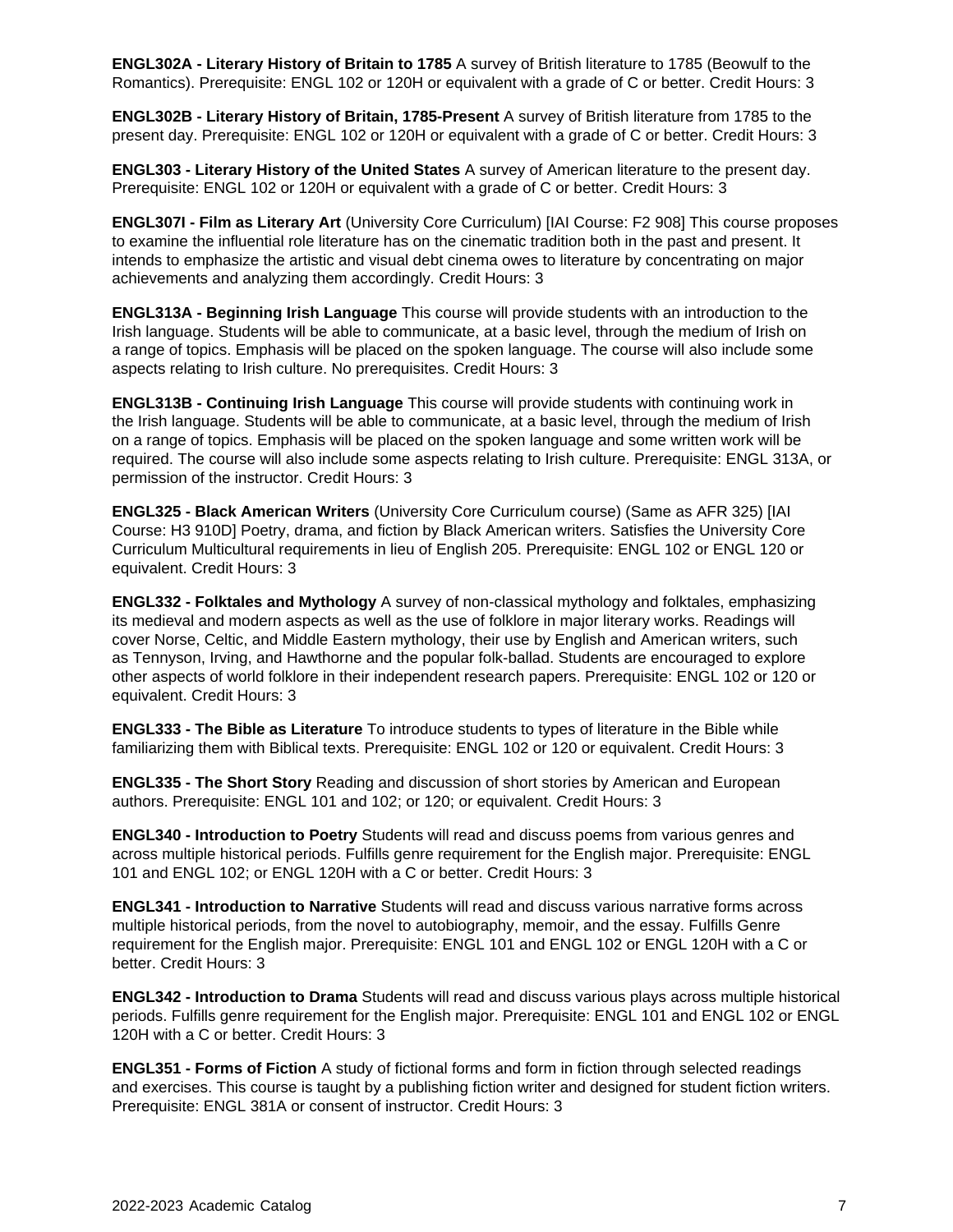**ENGL302A - Literary History of Britain to 1785** A survey of British literature to 1785 (Beowulf to the Romantics). Prerequisite: ENGL 102 or 120H or equivalent with a grade of C or better. Credit Hours: 3

**ENGL302B - Literary History of Britain, 1785-Present** A survey of British literature from 1785 to the present day. Prerequisite: ENGL 102 or 120H or equivalent with a grade of C or better. Credit Hours: 3

**ENGL303 - Literary History of the United States** A survey of American literature to the present day. Prerequisite: ENGL 102 or 120H or equivalent with a grade of C or better. Credit Hours: 3

**ENGL307I - Film as Literary Art** (University Core Curriculum) [IAI Course: F2 908] This course proposes to examine the influential role literature has on the cinematic tradition both in the past and present. It intends to emphasize the artistic and visual debt cinema owes to literature by concentrating on major achievements and analyzing them accordingly. Credit Hours: 3

**ENGL313A - Beginning Irish Language** This course will provide students with an introduction to the Irish language. Students will be able to communicate, at a basic level, through the medium of Irish on a range of topics. Emphasis will be placed on the spoken language. The course will also include some aspects relating to Irish culture. No prerequisites. Credit Hours: 3

**ENGL313B - Continuing Irish Language** This course will provide students with continuing work in the Irish language. Students will be able to communicate, at a basic level, through the medium of Irish on a range of topics. Emphasis will be placed on the spoken language and some written work will be required. The course will also include some aspects relating to Irish culture. Prerequisite: ENGL 313A, or permission of the instructor. Credit Hours: 3

**ENGL325 - Black American Writers** (University Core Curriculum course) (Same as AFR 325) [IAI Course: H3 910D] Poetry, drama, and fiction by Black American writers. Satisfies the University Core Curriculum Multicultural requirements in lieu of English 205. Prerequisite: ENGL 102 or ENGL 120 or equivalent. Credit Hours: 3

**ENGL332 - Folktales and Mythology** A survey of non-classical mythology and folktales, emphasizing its medieval and modern aspects as well as the use of folklore in major literary works. Readings will cover Norse, Celtic, and Middle Eastern mythology, their use by English and American writers, such as Tennyson, Irving, and Hawthorne and the popular folk-ballad. Students are encouraged to explore other aspects of world folklore in their independent research papers. Prerequisite: ENGL 102 or 120 or equivalent. Credit Hours: 3

**ENGL333 - The Bible as Literature** To introduce students to types of literature in the Bible while familiarizing them with Biblical texts. Prerequisite: ENGL 102 or 120 or equivalent. Credit Hours: 3

**ENGL335 - The Short Story** Reading and discussion of short stories by American and European authors. Prerequisite: ENGL 101 and 102; or 120; or equivalent. Credit Hours: 3

**ENGL340 - Introduction to Poetry** Students will read and discuss poems from various genres and across multiple historical periods. Fulfills genre requirement for the English major. Prerequisite: ENGL 101 and ENGL 102; or ENGL 120H with a C or better. Credit Hours: 3

**ENGL341 - Introduction to Narrative** Students will read and discuss various narrative forms across multiple historical periods, from the novel to autobiography, memoir, and the essay. Fulfills Genre requirement for the English major. Prerequisite: ENGL 101 and ENGL 102 or ENGL 120H with a C or better. Credit Hours: 3

**ENGL342 - Introduction to Drama** Students will read and discuss various plays across multiple historical periods. Fulfills genre requirement for the English major. Prerequisite: ENGL 101 and ENGL 102 or ENGL 120H with a C or better. Credit Hours: 3

**ENGL351 - Forms of Fiction** A study of fictional forms and form in fiction through selected readings and exercises. This course is taught by a publishing fiction writer and designed for student fiction writers. Prerequisite: ENGL 381A or consent of instructor. Credit Hours: 3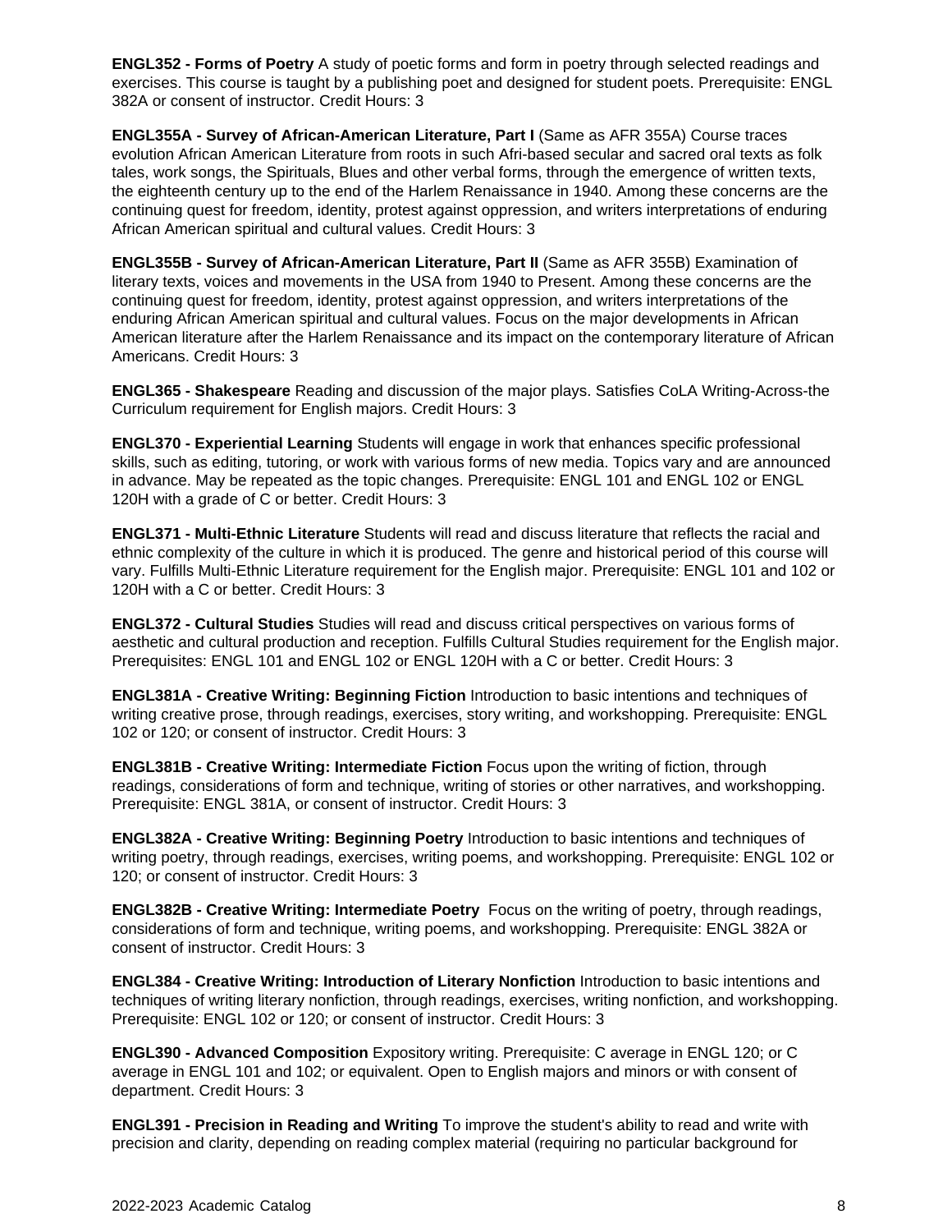**ENGL352 - Forms of Poetry** A study of poetic forms and form in poetry through selected readings and exercises. This course is taught by a publishing poet and designed for student poets. Prerequisite: ENGL 382A or consent of instructor. Credit Hours: 3

**ENGL355A - Survey of African-American Literature, Part I** (Same as AFR 355A) Course traces evolution African American Literature from roots in such Afri-based secular and sacred oral texts as folk tales, work songs, the Spirituals, Blues and other verbal forms, through the emergence of written texts, the eighteenth century up to the end of the Harlem Renaissance in 1940. Among these concerns are the continuing quest for freedom, identity, protest against oppression, and writers interpretations of enduring African American spiritual and cultural values. Credit Hours: 3

**ENGL355B - Survey of African-American Literature, Part II** (Same as AFR 355B) Examination of literary texts, voices and movements in the USA from 1940 to Present. Among these concerns are the continuing quest for freedom, identity, protest against oppression, and writers interpretations of the enduring African American spiritual and cultural values. Focus on the major developments in African American literature after the Harlem Renaissance and its impact on the contemporary literature of African Americans. Credit Hours: 3

**ENGL365 - Shakespeare** Reading and discussion of the major plays. Satisfies CoLA Writing-Across-the Curriculum requirement for English majors. Credit Hours: 3

**ENGL370 - Experiential Learning** Students will engage in work that enhances specific professional skills, such as editing, tutoring, or work with various forms of new media. Topics vary and are announced in advance. May be repeated as the topic changes. Prerequisite: ENGL 101 and ENGL 102 or ENGL 120H with a grade of C or better. Credit Hours: 3

**ENGL371 - Multi-Ethnic Literature** Students will read and discuss literature that reflects the racial and ethnic complexity of the culture in which it is produced. The genre and historical period of this course will vary. Fulfills Multi-Ethnic Literature requirement for the English major. Prerequisite: ENGL 101 and 102 or 120H with a C or better. Credit Hours: 3

**ENGL372 - Cultural Studies** Studies will read and discuss critical perspectives on various forms of aesthetic and cultural production and reception. Fulfills Cultural Studies requirement for the English major. Prerequisites: ENGL 101 and ENGL 102 or ENGL 120H with a C or better. Credit Hours: 3

**ENGL381A - Creative Writing: Beginning Fiction** Introduction to basic intentions and techniques of writing creative prose, through readings, exercises, story writing, and workshopping. Prerequisite: ENGL 102 or 120; or consent of instructor. Credit Hours: 3

**ENGL381B - Creative Writing: Intermediate Fiction** Focus upon the writing of fiction, through readings, considerations of form and technique, writing of stories or other narratives, and workshopping. Prerequisite: ENGL 381A, or consent of instructor. Credit Hours: 3

**ENGL382A - Creative Writing: Beginning Poetry** Introduction to basic intentions and techniques of writing poetry, through readings, exercises, writing poems, and workshopping. Prerequisite: ENGL 102 or 120; or consent of instructor. Credit Hours: 3

**ENGL382B - Creative Writing: Intermediate Poetry** Focus on the writing of poetry, through readings, considerations of form and technique, writing poems, and workshopping. Prerequisite: ENGL 382A or consent of instructor. Credit Hours: 3

**ENGL384 - Creative Writing: Introduction of Literary Nonfiction** Introduction to basic intentions and techniques of writing literary nonfiction, through readings, exercises, writing nonfiction, and workshopping. Prerequisite: ENGL 102 or 120; or consent of instructor. Credit Hours: 3

**ENGL390 - Advanced Composition** Expository writing. Prerequisite: C average in ENGL 120; or C average in ENGL 101 and 102; or equivalent. Open to English majors and minors or with consent of department. Credit Hours: 3

**ENGL391 - Precision in Reading and Writing** To improve the student's ability to read and write with precision and clarity, depending on reading complex material (requiring no particular background for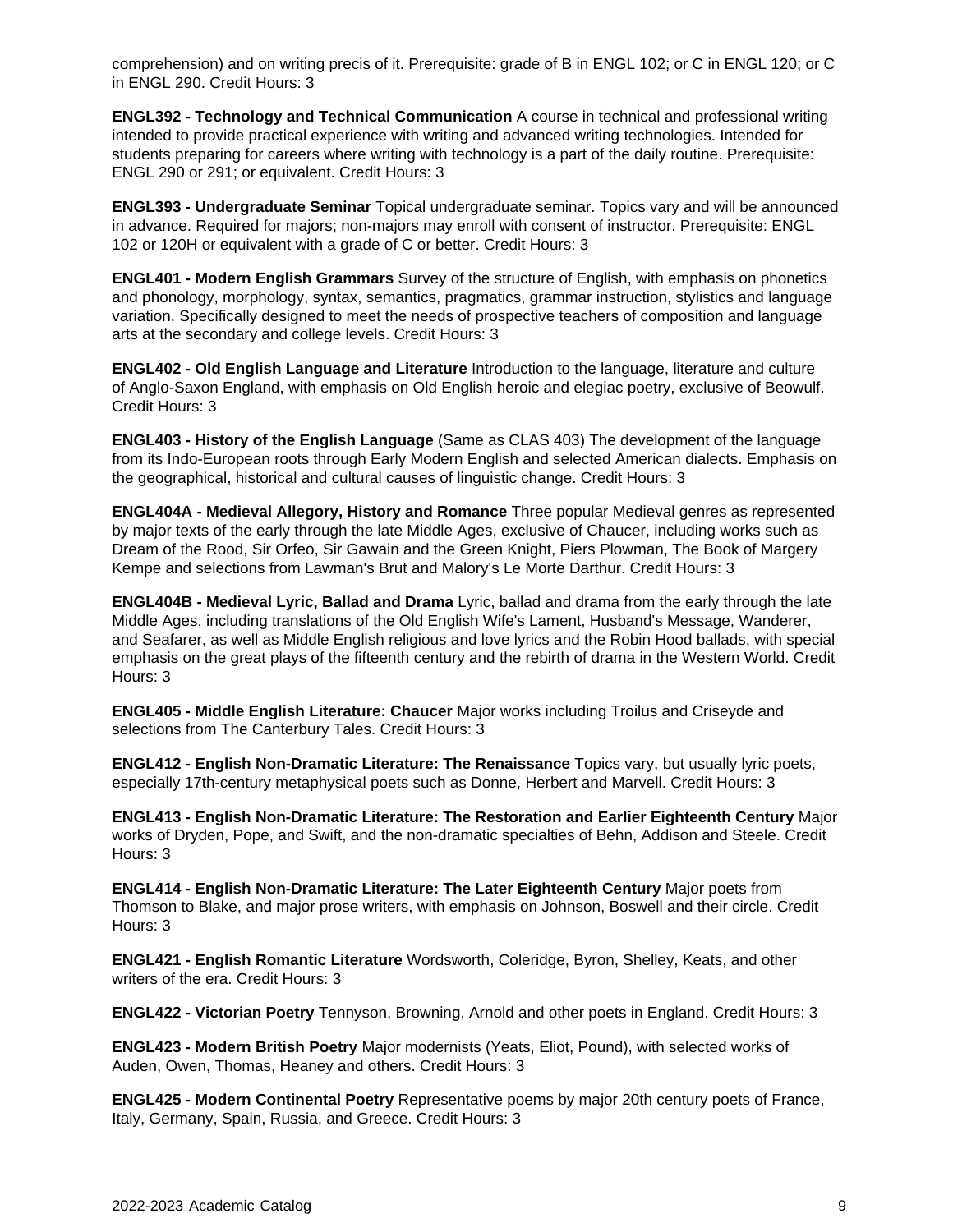comprehension) and on writing precis of it. Prerequisite: grade of B in ENGL 102; or C in ENGL 120; or C in ENGL 290. Credit Hours: 3

**ENGL392 - Technology and Technical Communication** A course in technical and professional writing intended to provide practical experience with writing and advanced writing technologies. Intended for students preparing for careers where writing with technology is a part of the daily routine. Prerequisite: ENGL 290 or 291; or equivalent. Credit Hours: 3

**ENGL393 - Undergraduate Seminar** Topical undergraduate seminar. Topics vary and will be announced in advance. Required for majors; non-majors may enroll with consent of instructor. Prerequisite: ENGL 102 or 120H or equivalent with a grade of C or better. Credit Hours: 3

**ENGL401 - Modern English Grammars** Survey of the structure of English, with emphasis on phonetics and phonology, morphology, syntax, semantics, pragmatics, grammar instruction, stylistics and language variation. Specifically designed to meet the needs of prospective teachers of composition and language arts at the secondary and college levels. Credit Hours: 3

**ENGL402 - Old English Language and Literature** Introduction to the language, literature and culture of Anglo-Saxon England, with emphasis on Old English heroic and elegiac poetry, exclusive of Beowulf. Credit Hours: 3

**ENGL403 - History of the English Language** (Same as CLAS 403) The development of the language from its Indo-European roots through Early Modern English and selected American dialects. Emphasis on the geographical, historical and cultural causes of linguistic change. Credit Hours: 3

**ENGL404A - Medieval Allegory, History and Romance** Three popular Medieval genres as represented by major texts of the early through the late Middle Ages, exclusive of Chaucer, including works such as Dream of the Rood, Sir Orfeo, Sir Gawain and the Green Knight, Piers Plowman, The Book of Margery Kempe and selections from Lawman's Brut and Malory's Le Morte Darthur. Credit Hours: 3

**ENGL404B - Medieval Lyric, Ballad and Drama** Lyric, ballad and drama from the early through the late Middle Ages, including translations of the Old English Wife's Lament, Husband's Message, Wanderer, and Seafarer, as well as Middle English religious and love lyrics and the Robin Hood ballads, with special emphasis on the great plays of the fifteenth century and the rebirth of drama in the Western World. Credit Hours: 3

**ENGL405 - Middle English Literature: Chaucer** Major works including Troilus and Criseyde and selections from The Canterbury Tales. Credit Hours: 3

**ENGL412 - English Non-Dramatic Literature: The Renaissance** Topics vary, but usually lyric poets, especially 17th-century metaphysical poets such as Donne, Herbert and Marvell. Credit Hours: 3

**ENGL413 - English Non-Dramatic Literature: The Restoration and Earlier Eighteenth Century** Major works of Dryden, Pope, and Swift, and the non-dramatic specialties of Behn, Addison and Steele. Credit Hours: 3

**ENGL414 - English Non-Dramatic Literature: The Later Eighteenth Century** Major poets from Thomson to Blake, and major prose writers, with emphasis on Johnson, Boswell and their circle. Credit Hours: 3

**ENGL421 - English Romantic Literature** Wordsworth, Coleridge, Byron, Shelley, Keats, and other writers of the era. Credit Hours: 3

**ENGL422 - Victorian Poetry** Tennyson, Browning, Arnold and other poets in England. Credit Hours: 3

**ENGL423 - Modern British Poetry** Major modernists (Yeats, Eliot, Pound), with selected works of Auden, Owen, Thomas, Heaney and others. Credit Hours: 3

**ENGL425 - Modern Continental Poetry** Representative poems by major 20th century poets of France, Italy, Germany, Spain, Russia, and Greece. Credit Hours: 3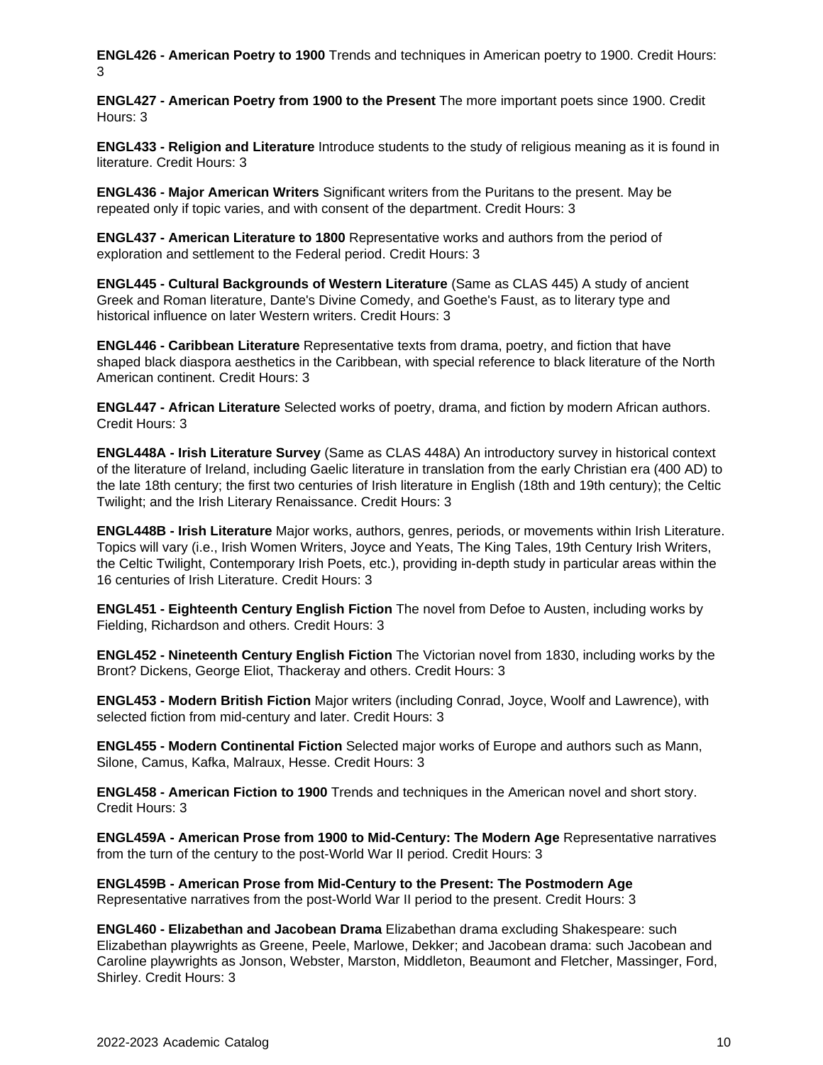**ENGL426 - American Poetry to 1900** Trends and techniques in American poetry to 1900. Credit Hours: 3

**ENGL427 - American Poetry from 1900 to the Present** The more important poets since 1900. Credit Hours: 3

**ENGL433 - Religion and Literature** Introduce students to the study of religious meaning as it is found in literature. Credit Hours: 3

**ENGL436 - Major American Writers** Significant writers from the Puritans to the present. May be repeated only if topic varies, and with consent of the department. Credit Hours: 3

**ENGL437 - American Literature to 1800** Representative works and authors from the period of exploration and settlement to the Federal period. Credit Hours: 3

**ENGL445 - Cultural Backgrounds of Western Literature** (Same as CLAS 445) A study of ancient Greek and Roman literature, Dante's Divine Comedy, and Goethe's Faust, as to literary type and historical influence on later Western writers. Credit Hours: 3

**ENGL446 - Caribbean Literature** Representative texts from drama, poetry, and fiction that have shaped black diaspora aesthetics in the Caribbean, with special reference to black literature of the North American continent. Credit Hours: 3

**ENGL447 - African Literature** Selected works of poetry, drama, and fiction by modern African authors. Credit Hours: 3

**ENGL448A - Irish Literature Survey** (Same as CLAS 448A) An introductory survey in historical context of the literature of Ireland, including Gaelic literature in translation from the early Christian era (400 AD) to the late 18th century; the first two centuries of Irish literature in English (18th and 19th century); the Celtic Twilight; and the Irish Literary Renaissance. Credit Hours: 3

**ENGL448B - Irish Literature** Major works, authors, genres, periods, or movements within Irish Literature. Topics will vary (i.e., Irish Women Writers, Joyce and Yeats, The King Tales, 19th Century Irish Writers, the Celtic Twilight, Contemporary Irish Poets, etc.), providing in-depth study in particular areas within the 16 centuries of Irish Literature. Credit Hours: 3

**ENGL451 - Eighteenth Century English Fiction** The novel from Defoe to Austen, including works by Fielding, Richardson and others. Credit Hours: 3

**ENGL452 - Nineteenth Century English Fiction** The Victorian novel from 1830, including works by the Bront? Dickens, George Eliot, Thackeray and others. Credit Hours: 3

**ENGL453 - Modern British Fiction** Major writers (including Conrad, Joyce, Woolf and Lawrence), with selected fiction from mid-century and later. Credit Hours: 3

**ENGL455 - Modern Continental Fiction** Selected major works of Europe and authors such as Mann, Silone, Camus, Kafka, Malraux, Hesse. Credit Hours: 3

**ENGL458 - American Fiction to 1900** Trends and techniques in the American novel and short story. Credit Hours: 3

**ENGL459A - American Prose from 1900 to Mid-Century: The Modern Age** Representative narratives from the turn of the century to the post-World War II period. Credit Hours: 3

**ENGL459B - American Prose from Mid-Century to the Present: The Postmodern Age** Representative narratives from the post-World War II period to the present. Credit Hours: 3

**ENGL460 - Elizabethan and Jacobean Drama** Elizabethan drama excluding Shakespeare: such Elizabethan playwrights as Greene, Peele, Marlowe, Dekker; and Jacobean drama: such Jacobean and Caroline playwrights as Jonson, Webster, Marston, Middleton, Beaumont and Fletcher, Massinger, Ford, Shirley. Credit Hours: 3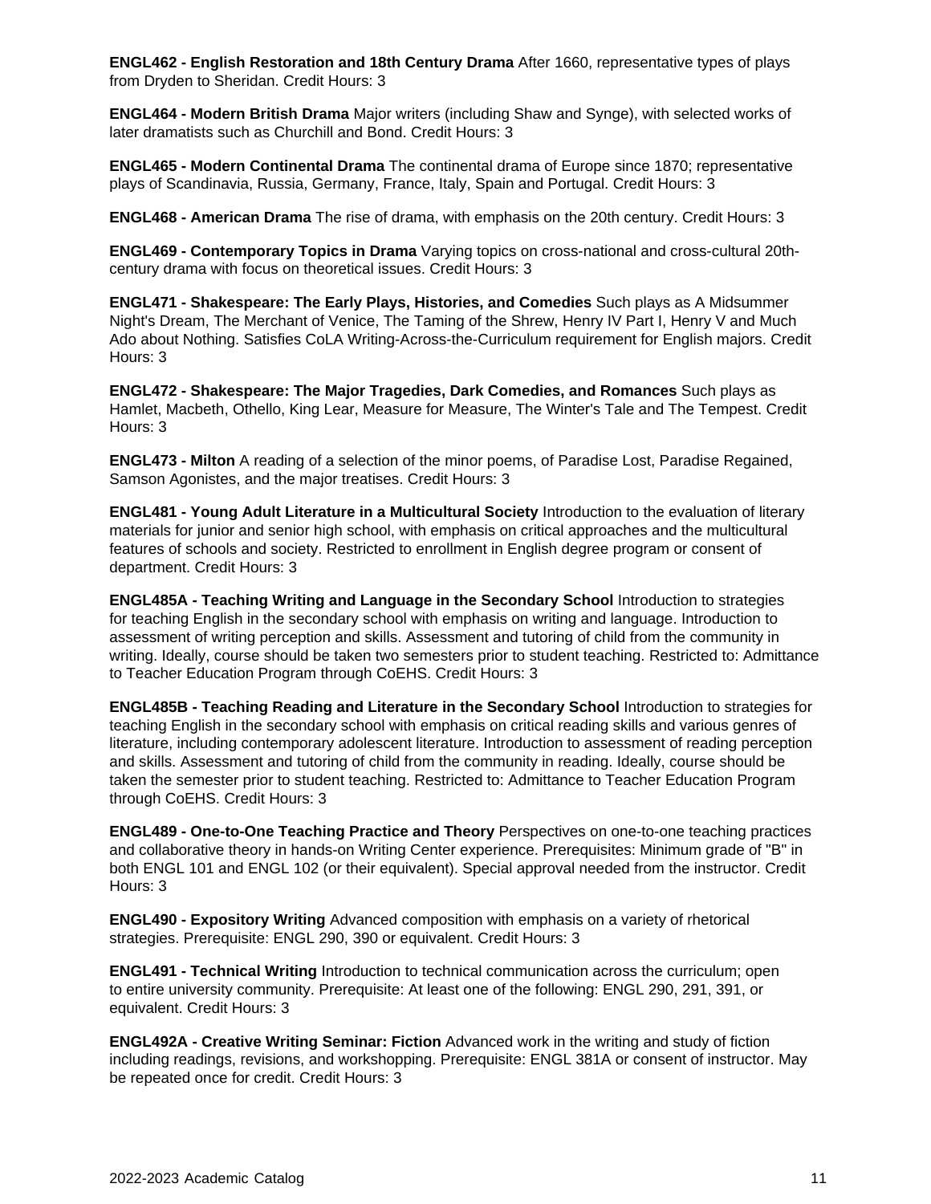**ENGL462 - English Restoration and 18th Century Drama** After 1660, representative types of plays from Dryden to Sheridan. Credit Hours: 3

**ENGL464 - Modern British Drama** Major writers (including Shaw and Synge), with selected works of later dramatists such as Churchill and Bond. Credit Hours: 3

**ENGL465 - Modern Continental Drama** The continental drama of Europe since 1870; representative plays of Scandinavia, Russia, Germany, France, Italy, Spain and Portugal. Credit Hours: 3

**ENGL468 - American Drama** The rise of drama, with emphasis on the 20th century. Credit Hours: 3

**ENGL469 - Contemporary Topics in Drama** Varying topics on cross-national and cross-cultural 20th-century drama with focus on theoretical issues. Credit Hours: 3

**ENGL471 - Shakespeare: The Early Plays, Histories, and Comedies** Such plays as A Midsummer Night's Dream, The Merchant of Venice, The Taming of the Shrew, Henry IV Part I, Henry V and Much Ado about Nothing. Satisfies CoLA Writing-Across-the-Curriculum requirement for English majors. Credit Hours: 3

**ENGL472 - Shakespeare: The Major Tragedies, Dark Comedies, and Romances** Such plays as Hamlet, Macbeth, Othello, King Lear, Measure for Measure, The Winter's Tale and The Tempest. Credit Hours: 3

**ENGL473 - Milton** A reading of a selection of the minor poems, of Paradise Lost, Paradise Regained, Samson Agonistes, and the major treatises. Credit Hours: 3

**ENGL481 - Young Adult Literature in a Multicultural Society** Introduction to the evaluation of literary materials for junior and senior high school, with emphasis on critical approaches and the multicultural features of schools and society. Restricted to enrollment in English degree program or consent of department. Credit Hours: 3

**ENGL485A - Teaching Writing and Language in the Secondary School** Introduction to strategies for teaching English in the secondary school with emphasis on writing and language. Introduction to assessment of writing perception and skills. Assessment and tutoring of child from the community in writing. Ideally, course should be taken two semesters prior to student teaching. Restricted to: Admittance to Teacher Education Program through CoEHS. Credit Hours: 3

**ENGL485B - Teaching Reading and Literature in the Secondary School** Introduction to strategies for teaching English in the secondary school with emphasis on critical reading skills and various genres of literature, including contemporary adolescent literature. Introduction to assessment of reading perception and skills. Assessment and tutoring of child from the community in reading. Ideally, course should be taken the semester prior to student teaching. Restricted to: Admittance to Teacher Education Program through CoEHS. Credit Hours: 3

**ENGL489 - One-to-One Teaching Practice and Theory** Perspectives on one-to-one teaching practices and collaborative theory in hands-on Writing Center experience. Prerequisites: Minimum grade of "B" in both ENGL 101 and ENGL 102 (or their equivalent). Special approval needed from the instructor. Credit Hours: 3

**ENGL490 - Expository Writing** Advanced composition with emphasis on a variety of rhetorical strategies. Prerequisite: ENGL 290, 390 or equivalent. Credit Hours: 3

**ENGL491 - Technical Writing** Introduction to technical communication across the curriculum; open to entire university community. Prerequisite: At least one of the following: ENGL 290, 291, 391, or equivalent. Credit Hours: 3

**ENGL492A - Creative Writing Seminar: Fiction** Advanced work in the writing and study of fiction including readings, revisions, and workshopping. Prerequisite: ENGL 381A or consent of instructor. May be repeated once for credit. Credit Hours: 3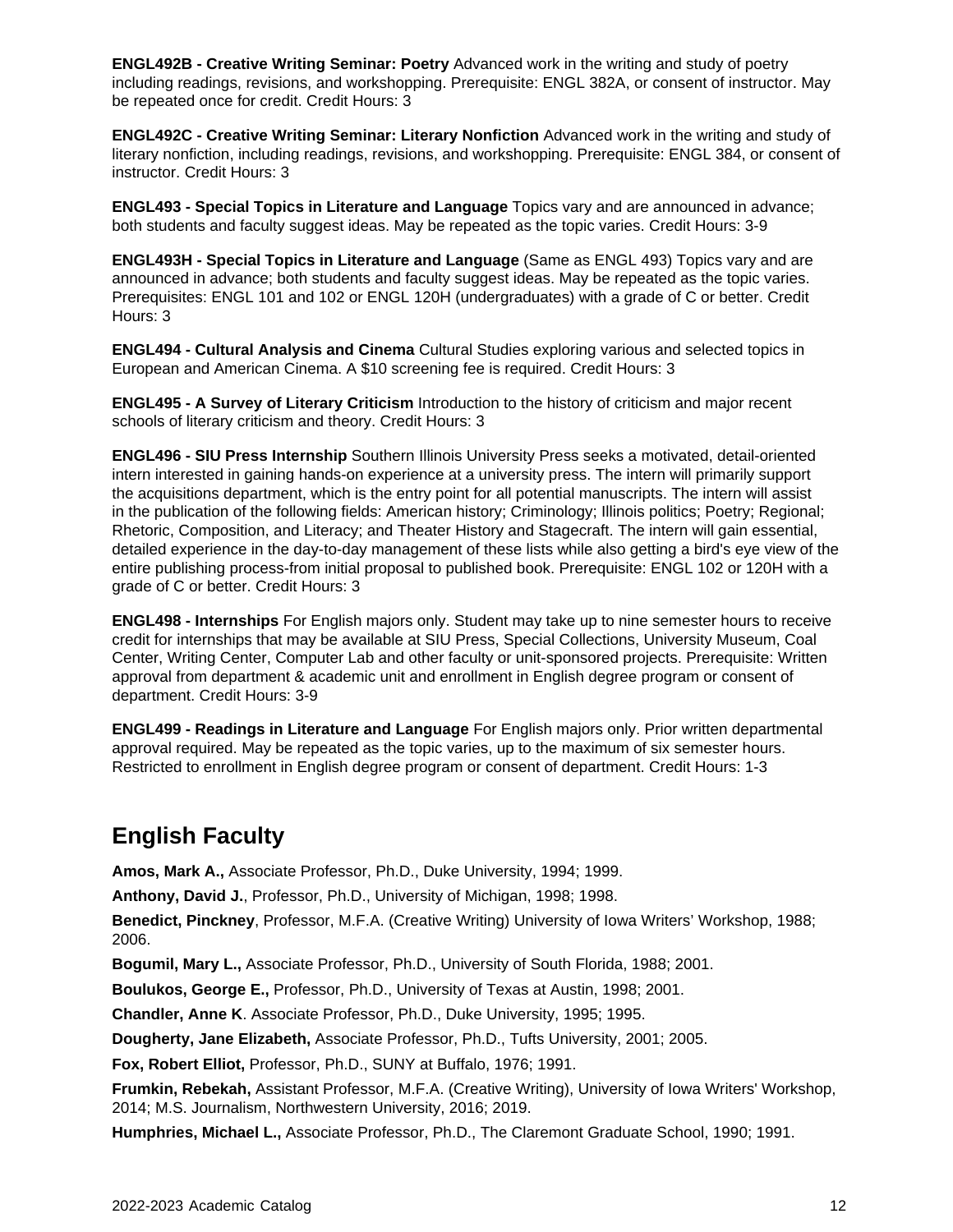**ENGL492B - Creative Writing Seminar: Poetry** Advanced work in the writing and study of poetry including readings, revisions, and workshopping. Prerequisite: ENGL 382A, or consent of instructor. May be repeated once for credit. Credit Hours: 3

**ENGL492C - Creative Writing Seminar: Literary Nonfiction** Advanced work in the writing and study of literary nonfiction, including readings, revisions, and workshopping. Prerequisite: ENGL 384, or consent of instructor. Credit Hours: 3

**ENGL493 - Special Topics in Literature and Language** Topics vary and are announced in advance; both students and faculty suggest ideas. May be repeated as the topic varies. Credit Hours: 3-9

**ENGL493H - Special Topics in Literature and Language** (Same as ENGL 493) Topics vary and are announced in advance; both students and faculty suggest ideas. May be repeated as the topic varies. Prerequisites: ENGL 101 and 102 or ENGL 120H (undergraduates) with a grade of C or better. Credit Hours: 3

**ENGL494 - Cultural Analysis and Cinema** Cultural Studies exploring various and selected topics in European and American Cinema. A $10 screening fee is required. Credit Hours: 3

**ENGL495 - A Survey of Literary Criticism** Introduction to the history of criticism and major recent schools of literary criticism and theory. Credit Hours: 3

**ENGL496 - SIU Press Internship** Southern Illinois University Press seeks a motivated, detail-oriented intern interested in gaining hands-on experience at a university press. The intern will primarily support the acquisitions department, which is the entry point for all potential manuscripts. The intern will assist in the publication of the following fields: American history; Criminology; Illinois politics; Poetry; Regional; Rhetoric, Composition, and Literacy; and Theater History and Stagecraft. The intern will gain essential, detailed experience in the day-to-day management of these lists while also getting a bird's eye view of the entire publishing process-from initial proposal to published book. Prerequisite: ENGL 102 or 120H with a grade of C or better. Credit Hours: 3

**ENGL498 - Internships** For English majors only. Student may take up to nine semester hours to receive credit for internships that may be available at SIU Press, Special Collections, University Museum, Coal Center, Writing Center, Computer Lab and other faculty or unit-sponsored projects. Prerequisite: Written approval from department & academic unit and enrollment in English degree program or consent of department. Credit Hours: 3-9

**ENGL499 - Readings in Literature and Language** For English majors only. Prior written departmental approval required. May be repeated as the topic varies, up to the maximum of six semester hours. Restricted to enrollment in English degree program or consent of department. Credit Hours: 1-3

## English Faculty

**Amos, Mark A.,** Associate Professor, Ph.D., Duke University, 1994; 1999.

**Anthony, David J.**, Professor, Ph.D., University of Michigan, 1998; 1998.

**Benedict, Pinckney**, Professor, M.F.A. (Creative Writing) University of Iowa Writers' Workshop, 1988; 2006.

**Bogumil, Mary L.,** Associate Professor, Ph.D., University of South Florida, 1988; 2001.

**Boulukos, George E.,** Professor, Ph.D., University of Texas at Austin, 1998; 2001.

**Chandler, Anne K**. Associate Professor, Ph.D., Duke University, 1995; 1995.

**Dougherty, Jane Elizabeth,** Associate Professor, Ph.D., Tufts University, 2001; 2005.

**Fox, Robert Elliot,** Professor, Ph.D., SUNY at Buffalo, 1976; 1991.

**Frumkin, Rebekah,** Assistant Professor, M.F.A. (Creative Writing), University of Iowa Writers' Workshop, 2014; M.S. Journalism, Northwestern University, 2016; 2019.

**Humphries, Michael L.,** Associate Professor, Ph.D., The Claremont Graduate School, 1990; 1991.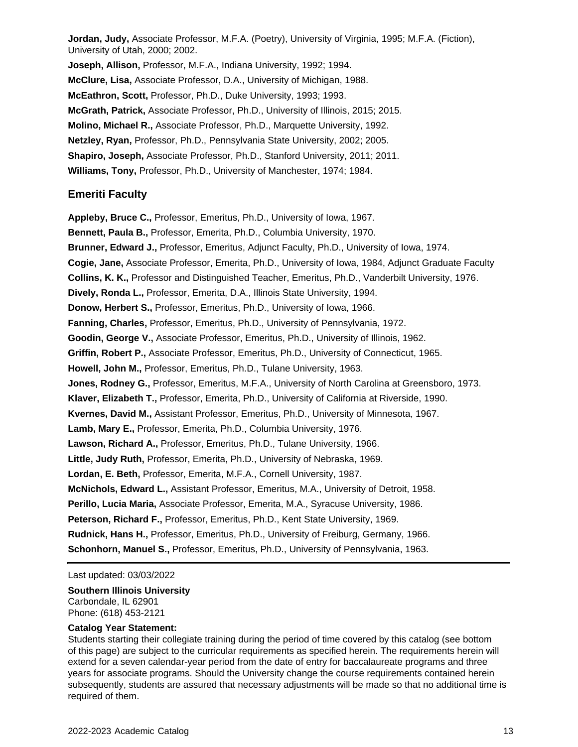**Jordan, Judy,** Associate Professor, M.F.A. (Poetry), University of Virginia, 1995; M.F.A. (Fiction), University of Utah, 2000; 2002.

**Joseph, Allison,** Professor, M.F.A., Indiana University, 1992; 1994.

**McClure, Lisa,** Associate Professor, D.A., University of Michigan, 1988.

**McEathron, Scott,** Professor, Ph.D., Duke University, 1993; 1993.

**McGrath, Patrick,** Associate Professor, Ph.D., University of Illinois, 2015; 2015.

**Molino, Michael R.,** Associate Professor, Ph.D., Marquette University, 1992.

**Netzley, Ryan,** Professor, Ph.D., Pennsylvania State University, 2002; 2005.

**Shapiro, Joseph,** Associate Professor, Ph.D., Stanford University, 2011; 2011.

**Williams, Tony,** Professor, Ph.D., University of Manchester, 1974; 1984.

## Emeriti Faculty

**Appleby, Bruce C.,** Professor, Emeritus, Ph.D., University of Iowa, 1967.

**Bennett, Paula B.,** Professor, Emerita, Ph.D., Columbia University, 1970.

**Brunner, Edward J.,** Professor, Emeritus, Adjunct Faculty, Ph.D., University of Iowa, 1974.

**Cogie, Jane,** Associate Professor, Emerita, Ph.D., University of Iowa, 1984, Adjunct Graduate Faculty

**Collins, K. K.,** Professor and Distinguished Teacher, Emeritus, Ph.D., Vanderbilt University, 1976.

**Dively, Ronda L.,** Professor, Emerita, D.A., Illinois State University, 1994.

**Donow, Herbert S.,** Professor, Emeritus, Ph.D., University of Iowa, 1966.

**Fanning, Charles,** Professor, Emeritus, Ph.D., University of Pennsylvania, 1972.

**Goodin, George V.,** Associate Professor, Emeritus, Ph.D., University of Illinois, 1962.

**Griffin, Robert P.,** Associate Professor, Emeritus, Ph.D., University of Connecticut, 1965.

**Howell, John M.,** Professor, Emeritus, Ph.D., Tulane University, 1963.

**Jones, Rodney G.,** Professor, Emeritus, M.F.A., University of North Carolina at Greensboro, 1973.

**Klaver, Elizabeth T.,** Professor, Emerita, Ph.D., University of California at Riverside, 1990.

**Kvernes, David M.,** Assistant Professor, Emeritus, Ph.D., University of Minnesota, 1967.

**Lamb, Mary E.,** Professor, Emerita, Ph.D., Columbia University, 1976.

**Lawson, Richard A.,** Professor, Emeritus, Ph.D., Tulane University, 1966.

**Little, Judy Ruth,** Professor, Emerita, Ph.D., University of Nebraska, 1969.

**Lordan, E. Beth,** Professor, Emerita, M.F.A., Cornell University, 1987.

**McNichols, Edward L.,** Assistant Professor, Emeritus, M.A., University of Detroit, 1958.

**Perillo, Lucia Maria,** Associate Professor, Emerita, M.A., Syracuse University, 1986.

**Peterson, Richard F.,** Professor, Emeritus, Ph.D., Kent State University, 1969.

**Rudnick, Hans H.,** Professor, Emeritus, Ph.D., University of Freiburg, Germany, 1966.

**Schonhorn, Manuel S.,** Professor, Emeritus, Ph.D., University of Pennsylvania, 1963.

---

Last updated: 03/03/2022

**Southern Illinois University**
Carbondale, IL 62901
Phone: (618) 453-2121

**Catalog Year Statement:**
Students starting their collegiate training during the period of time covered by this catalog (see bottom of this page) are subject to the curricular requirements as specified herein. The requirements herein will extend for a seven calendar-year period from the date of entry for baccalaureate programs and three years for associate programs. Should the University change the course requirements contained herein subsequently, students are assured that necessary adjustments will be made so that no additional time is required of them.

2022-2023 Academic Catalog